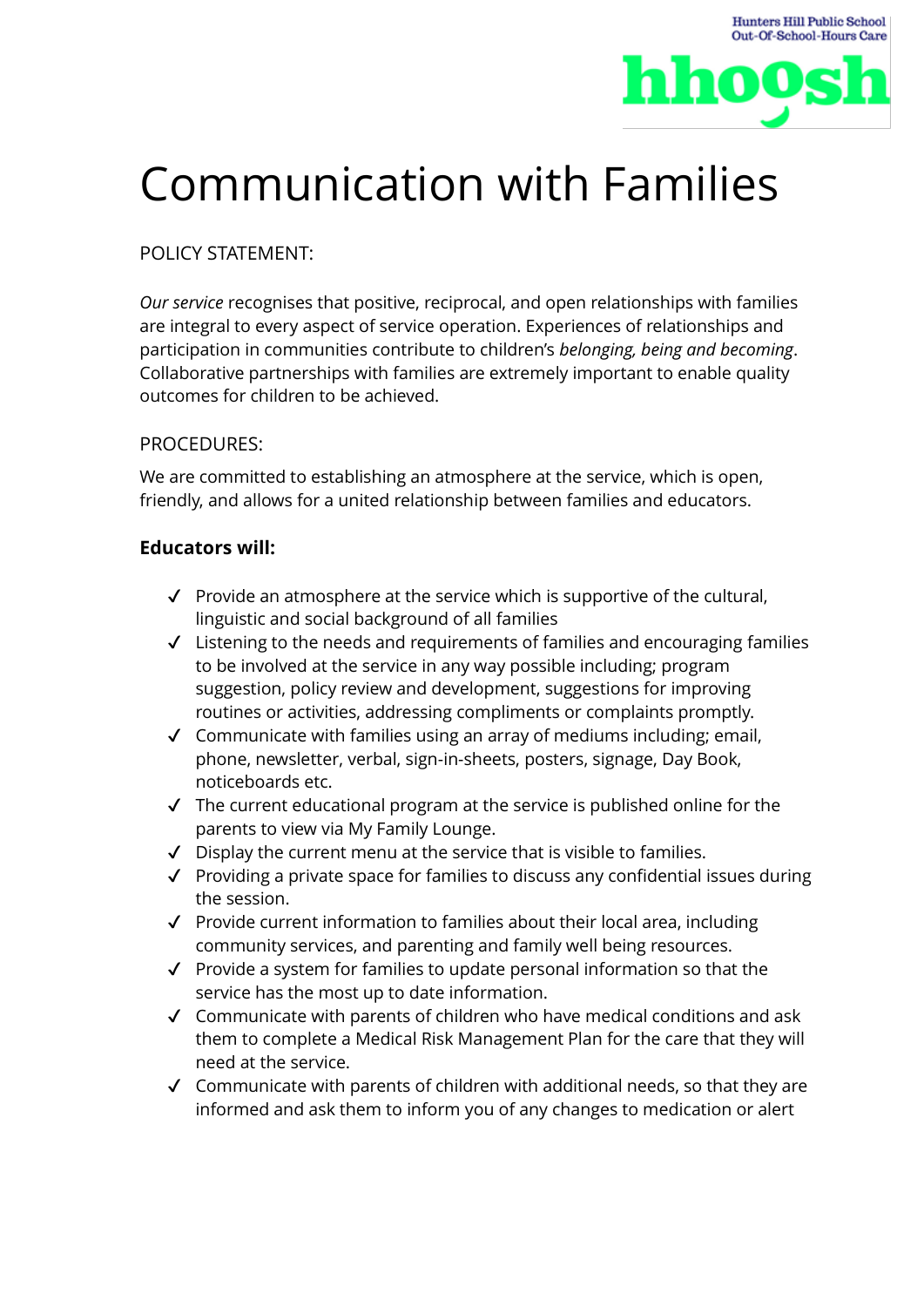Hunters Hill Public School Out-Of-School-Hours Care

hhoosh

# Communication with Families

POLICY STATEMENT:

*Our service* recognises that positive, reciprocal, and open relationships with families are integral to every aspect of service operation. Experiences of relationships and participation in communities contribute to children's *belonging, being and becoming*. Collaborative partnerships with families are extremely important to enable quality outcomes for children to be achieved.

PROCEDURES:

We are committed to establishing an atmosphere at the service, which is open, friendly, and allows for a united relationship between families and educators.

**Educators will:**

- ✓ Provide an atmosphere at the service which is supportive of the cultural, linguistic and social background of all families
- ✓ Listening to the needs and requirements of families and encouraging families to be involved at the service in any way possible including; program suggestion, policy review and development, suggestions for improving routines or activities, addressing compliments or complaints promptly.
- ✓ Communicate with families using an array of mediums including; email, phone, newsletter, verbal, sign-in-sheets, posters, signage, Day Book, noticeboards etc.
- ✓ The current educational program at the service is published online for the parents to view via My Family Lounge.
- ✓ Display the current menu at the service that is visible to families.
- ✓ Providing a private space for families to discuss any confidential issues during the session.
- ✓ Provide current information to families about their local area, including community services, and parenting and family well being resources.
- ✓ Provide a system for families to update personal information so that the service has the most up to date information.
- ✓ Communicate with parents of children who have medical conditions and ask them to complete a Medical Risk Management Plan for the care that they will need at the service.
- ✓ Communicate with parents of children with additional needs, so that they are informed and ask them to inform you of any changes to medication or alert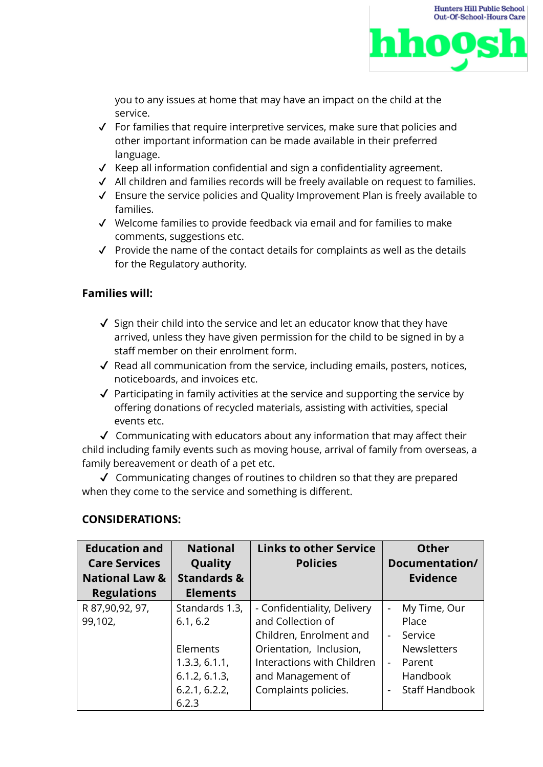you to any issues at home that may have an impact on the child at the service.

- ✓ For families that require interpretive services, make sure that policies and other important information can be made available in their preferred language.
- ✓ Keep all information confidential and sign a confidentiality agreement.
- ✓ All children and families records will be freely available on request to families.
- ✓ Ensure the service policies and Quality Improvement Plan is freely available to families.
- ✓ Welcome families to provide feedback via email and for families to make comments, suggestions etc.
- ✓ Provide the name of the contact details for complaints as well as the details for the Regulatory authority.

**Families will:**

- ✓ Sign their child into the service and let an educator know that they have arrived, unless they have given permission for the child to be signed in by a staff member on their enrolment form.
- ✓ Read all communication from the service, including emails, posters, notices, noticeboards, and invoices etc.
- ✓ Participating in family activities at the service and supporting the service by offering donations of recycled materials, assisting with activities, special events etc.
- ✓ Communicating with educators about any information that may affect their child including family events such as moving house, arrival of family from overseas, a family bereavement or death of a pet etc.
- ✓ Communicating changes of routines to children so that they are prepared when they come to the service and something is different.

**CONSIDERATIONS:**

| Education and Care Services National Law & Regulations | National Quality Standards & Elements | Links to other Service Policies | Other Documentation/ Evidence |
|---|---|---|---|
| R 87,90,92, 97, 99,102, | Standards 1.3, 6.1, 6.2<br><br>Elements 1.3.3, 6.1.1, 6.1.2, 6.1.3, 6.2.1, 6.2.2, 6.2.3 | - Confidentiality, Delivery and Collection of Children, Enrolment and Orientation, Inclusion, Interactions with Children and Management of Complaints policies. | - My Time, Our Place<br>- Service Newsletters<br>- Parent Handbook<br>- Staff Handbook |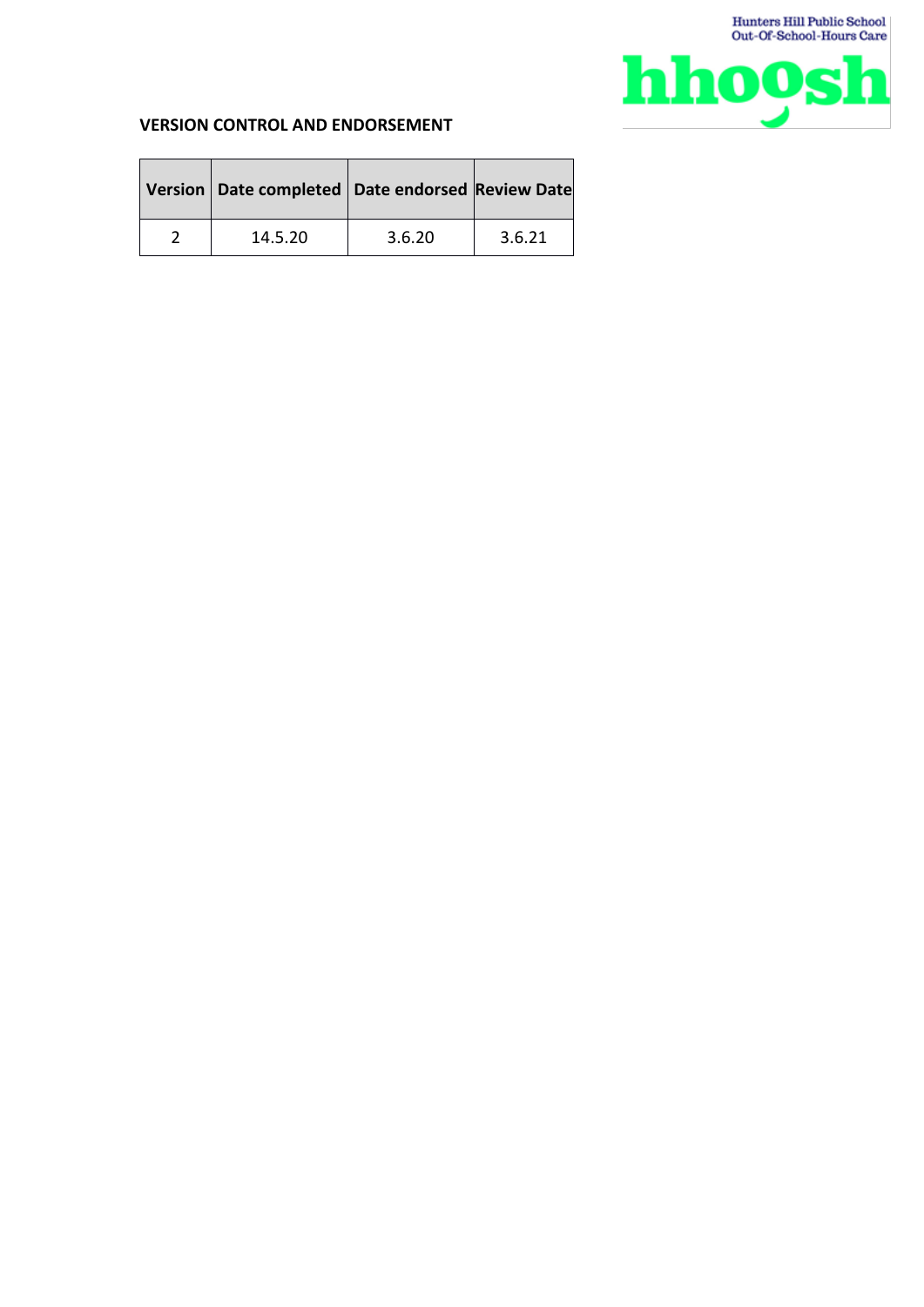Hunters Hill Public School
Out-Of-School-Hours Care

hhoosh

**VERSION CONTROL AND ENDORSEMENT**

| Version | Date completed | Date endorsed | Review Date |
|---|---|---|---|
| 2 | 14.5.20 | 3.6.20 | 3.6.21 |